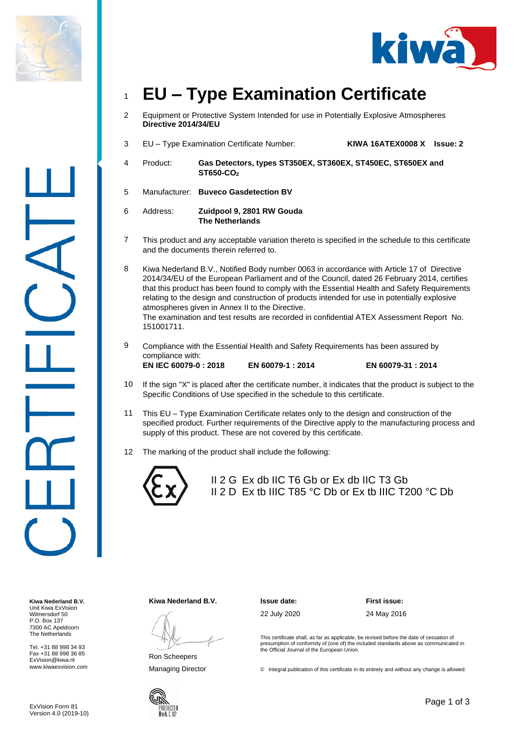# EU – Type Examination Certificate

1 **EU – Type Examination Certificate**

2 Equipment or Protective System Intended for use in Potentially Explosive Atmospheres
**Directive 2014/34/EU**

3 EU – Type Examination Certificate Number: **KIWA 16ATEX0008 X Issue: 2**

4 Product: **Gas Detectors, types ST350EX, ST360EX, ST450EC, ST650EX and ST650-$CO_2$**

5 Manufacturer: **Buveco Gasdetection BV**

6 Address: **Zuidpool 9, 2801 RW Gouda**
**The Netherlands**

7 This product and any acceptable variation thereto is specified in the schedule to this certificate and the documents therein referred to.

8 Kiwa Nederland B.V., Notified Body number 0063 in accordance with Article 17 of Directive 2014/34/EU of the European Parliament and of the Council, dated 26 February 2014, certifies that this product has been found to comply with the Essential Health and Safety Requirements relating to the design and construction of products intended for use in potentially explosive atmospheres given in Annex II to the Directive.
The examination and test results are recorded in confidential ATEX Assessment Report No. 151001711.

9 Compliance with the Essential Health and Safety Requirements has been assured by compliance with:
**EN IEC 60079-0 : 2018** **EN 60079-1 : 2014** **EN 60079-31 : 2014**

10 If the sign "X" is placed after the certificate number, it indicates that the product is subject to the Specific Conditions of Use specified in the schedule to this certificate.

11 This EU – Type Examination Certificate relates only to the design and construction of the specified product. Further requirements of the Directive apply to the manufacturing process and supply of this product. These are not covered by this certificate.

12 The marking of the product shall include the following:

II 2 G Ex db IIC T6 Gb or Ex db IIC T3 Gb
II 2 D Ex tb IIIC T85 °C Db or Ex tb IIIC T200 °C Db

**Kiwa Nederland B.V.**
Unit Kiwa ExVision
Wilmersdorf 50
P.O. Box 137
7300 AC Apeldoorn
The Netherlands

Tel. +31 88 998 34 93
Fax +31 88 998 36 85
ExVision@kiwa.nl
www.kiwaexvision.com

**Kiwa Nederland B.V.**

Ron Scheepers
Managing Director

**Issue date:** 22 July 2020

**First issue:** 24 May 2016

This certificate shall, as far as applicable, be revised before the date of cessation of presumption of conformity of (one of) the included standards above as communicated in the Official Journal of the European Union.

© Integral publication of this certificate in its entirety and without any change is allowed.

ExVision Form 81
Version 4.0 (2019-10)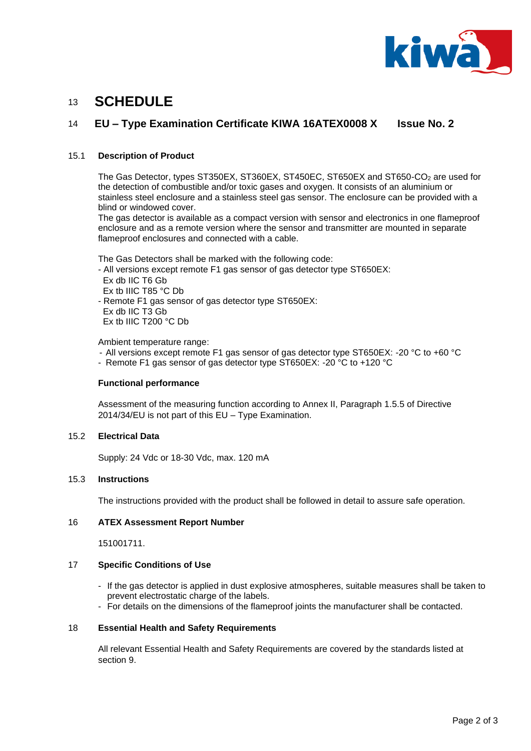## 13 SCHEDULE

### 14 EU – Type Examination Certificate KIWA 16ATEX0008 X    Issue No. 2

#### 15.1 Description of Product

The Gas Detector, types ST350EX, ST360EX, ST450EC, ST650EX and ST650-$CO_2$ are used for the detection of combustible and/or toxic gases and oxygen. It consists of an aluminium or stainless steel enclosure and a stainless steel gas sensor. The enclosure can be provided with a blind or windowed cover.
The gas detector is available as a compact version with sensor and electronics in one flameproof enclosure and as a remote version where the sensor and transmitter are mounted in separate flameproof enclosures and connected with a cable.

The Gas Detectors shall be marked with the following code:
- All versions except remote F1 gas sensor of gas detector type ST650EX:
  Ex db IIC T6 Gb
  Ex tb IIIC T85 °C Db
- Remote F1 gas sensor of gas detector type ST650EX:
  Ex db IIC T3 Gb
  Ex tb IIIC T200 °C Db

Ambient temperature range:
- All versions except remote F1 gas sensor of gas detector type ST650EX: -20 °C to +60 °C
- Remote F1 gas sensor of gas detector type ST650EX: -20 °C to +120 °C

**Functional performance**

Assessment of the measuring function according to Annex II, Paragraph 1.5.5 of Directive 2014/34/EU is not part of this EU – Type Examination.

#### 15.2 Electrical Data

Supply: 24 Vdc or 18-30 Vdc, max. 120 mA

#### 15.3 Instructions

The instructions provided with the product shall be followed in detail to assure safe operation.

#### 16 ATEX Assessment Report Number

151001711.

#### 17 Specific Conditions of Use

- If the gas detector is applied in dust explosive atmospheres, suitable measures shall be taken to prevent electrostatic charge of the labels.
- For details on the dimensions of the flameproof joints the manufacturer shall be contacted.

#### 18 Essential Health and Safety Requirements

All relevant Essential Health and Safety Requirements are covered by the standards listed at section 9.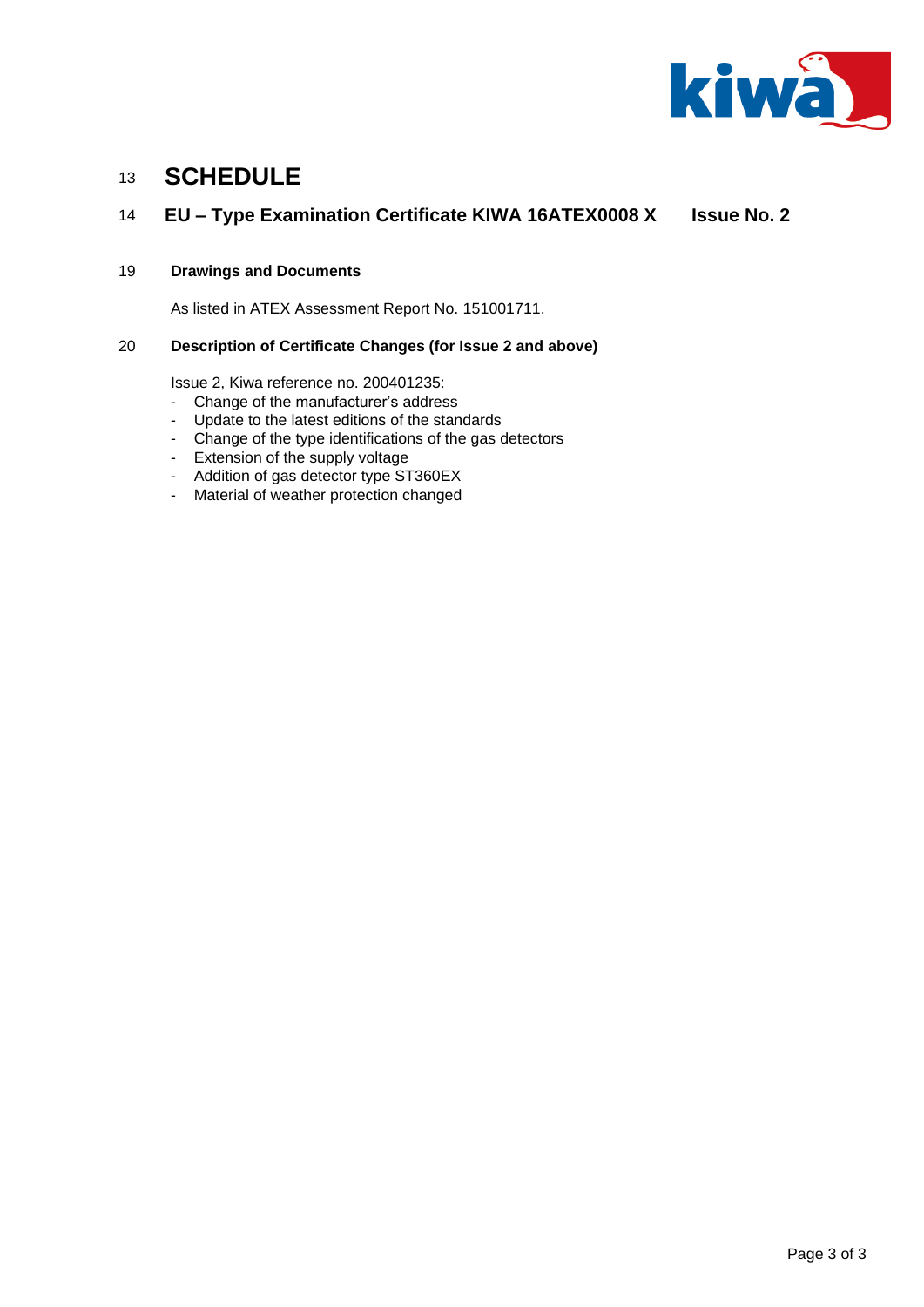13 **SCHEDULE**

14 **EU – Type Examination Certificate KIWA 16ATEX0008 X Issue No. 2**

19 **Drawings and Documents**

As listed in ATEX Assessment Report No. 151001711.

20 **Description of Certificate Changes (for Issue 2 and above)**

Issue 2, Kiwa reference no. 200401235:

- Change of the manufacturer's address
- Update to the latest editions of the standards
- Change of the type identifications of the gas detectors
- Extension of the supply voltage
- Addition of gas detector type ST360EX
- Material of weather protection changed